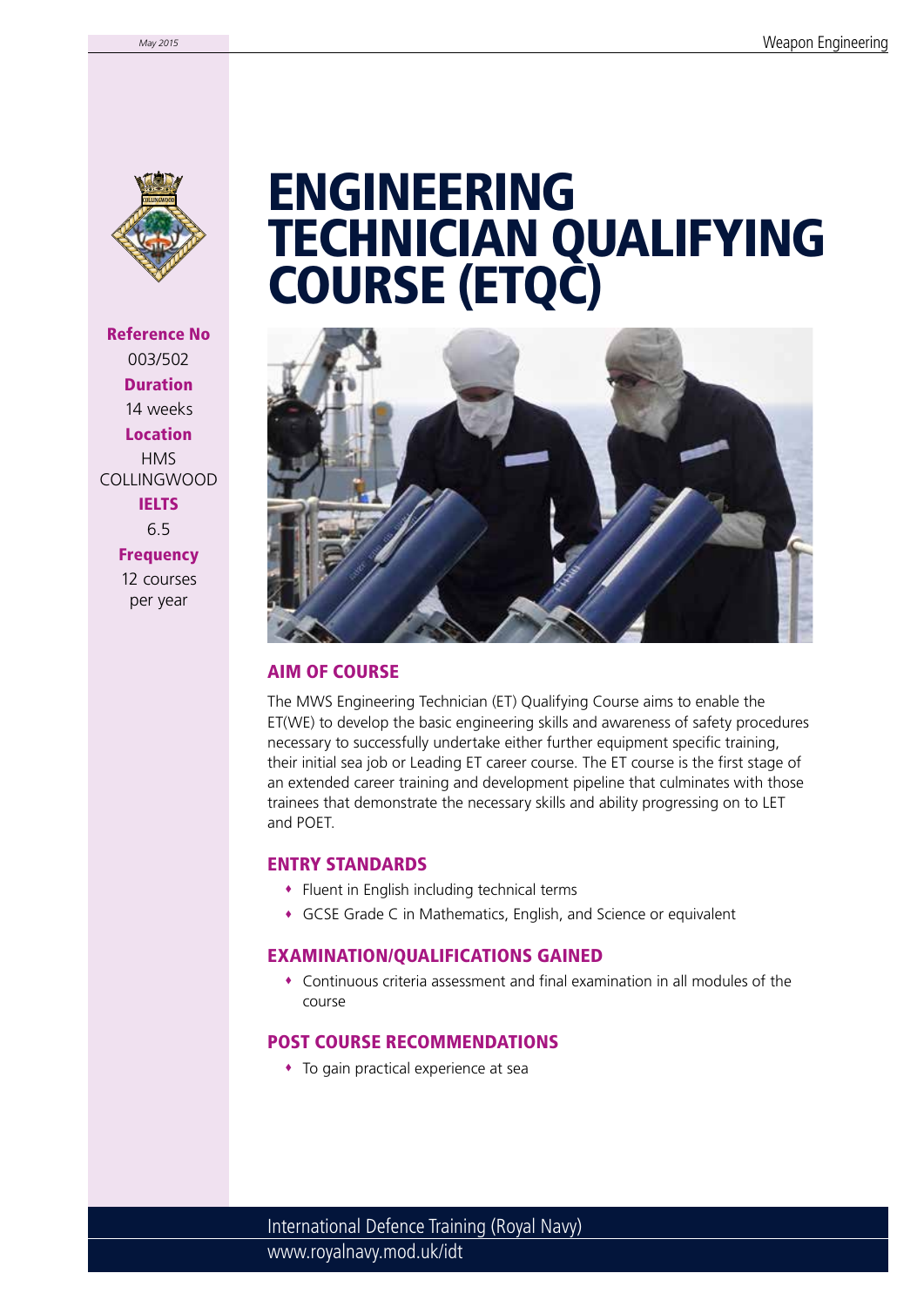# ENGINEERING TECHNICIAN QUALIFYING COURSE (ETQC)

**Reference No**
003/502

**Duration**
14 weeks

**Location**
HMS COLLINGWOOD

**IELTS**
6.5

**Frequency**
12 courses per year

## AIM OF COURSE

The MWS Engineering Technician (ET) Qualifying Course aims to enable the ET(WE) to develop the basic engineering skills and awareness of safety procedures necessary to successfully undertake either further equipment specific training, their initial sea job or Leading ET career course. The ET course is the first stage of an extended career training and development pipeline that culminates with those trainees that demonstrate the necessary skills and ability progressing on to LET and POET.

## ENTRY STANDARDS

- Fluent in English including technical terms
- GCSE Grade C in Mathematics, English, and Science or equivalent

## EXAMINATION/QUALIFICATIONS GAINED

- Continuous criteria assessment and final examination in all modules of the course

## POST COURSE RECOMMENDATIONS

- To gain practical experience at sea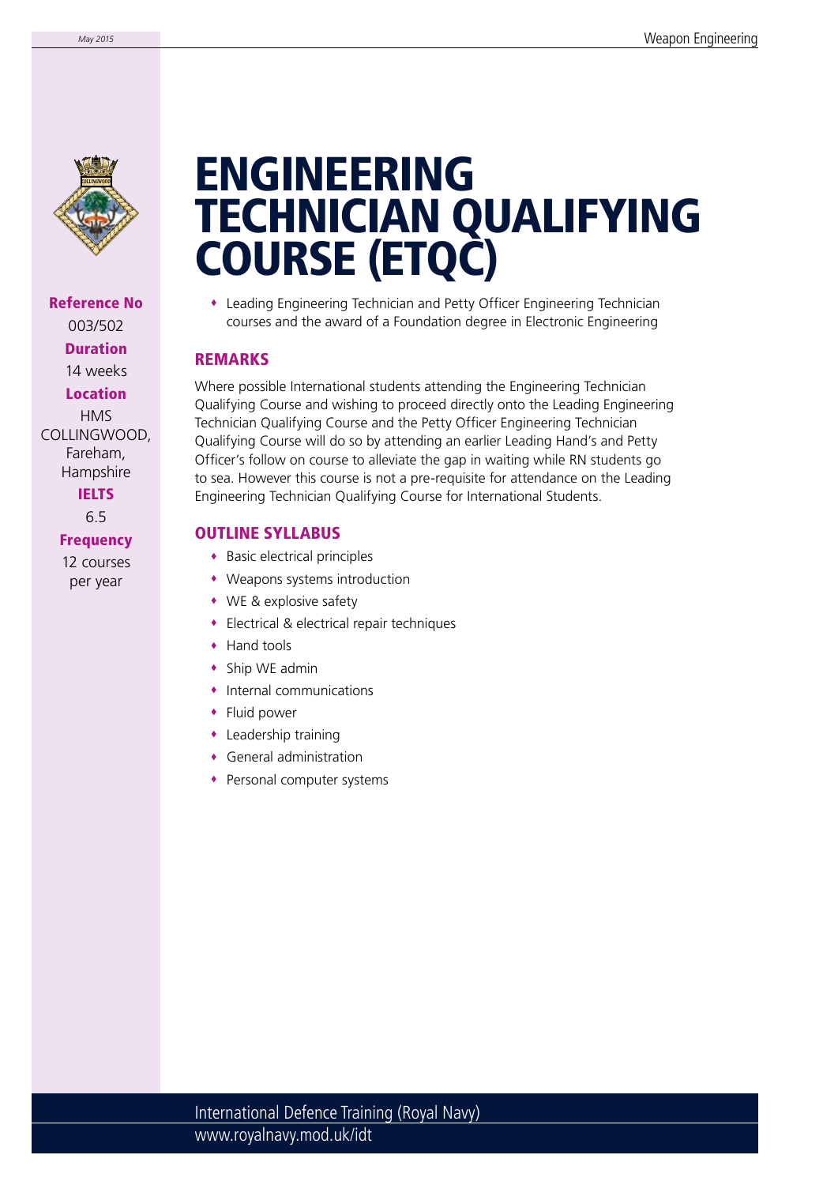# ENGINEERING TECHNICIAN QUALIFYING COURSE (ETQC)

**Reference No**
003/502

**Duration**
14 weeks

**Location**
HMS COLLINGWOOD, Fareham, Hampshire

**IELTS**
6.5

**Frequency**
12 courses per year

- Leading Engineering Technician and Petty Officer Engineering Technician courses and the award of a Foundation degree in Electronic Engineering

## REMARKS

Where possible International students attending the Engineering Technician Qualifying Course and wishing to proceed directly onto the Leading Engineering Technician Qualifying Course and the Petty Officer Engineering Technician Qualifying Course will do so by attending an earlier Leading Hand's and Petty Officer's follow on course to alleviate the gap in waiting while RN students go to sea. However this course is not a pre-requisite for attendance on the Leading Engineering Technician Qualifying Course for International Students.

## OUTLINE SYLLABUS

- Basic electrical principles
- Weapons systems introduction
- WE & explosive safety
- Electrical & electrical repair techniques
- Hand tools
- Ship WE admin
- Internal communications
- Fluid power
- Leadership training
- General administration
- Personal computer systems